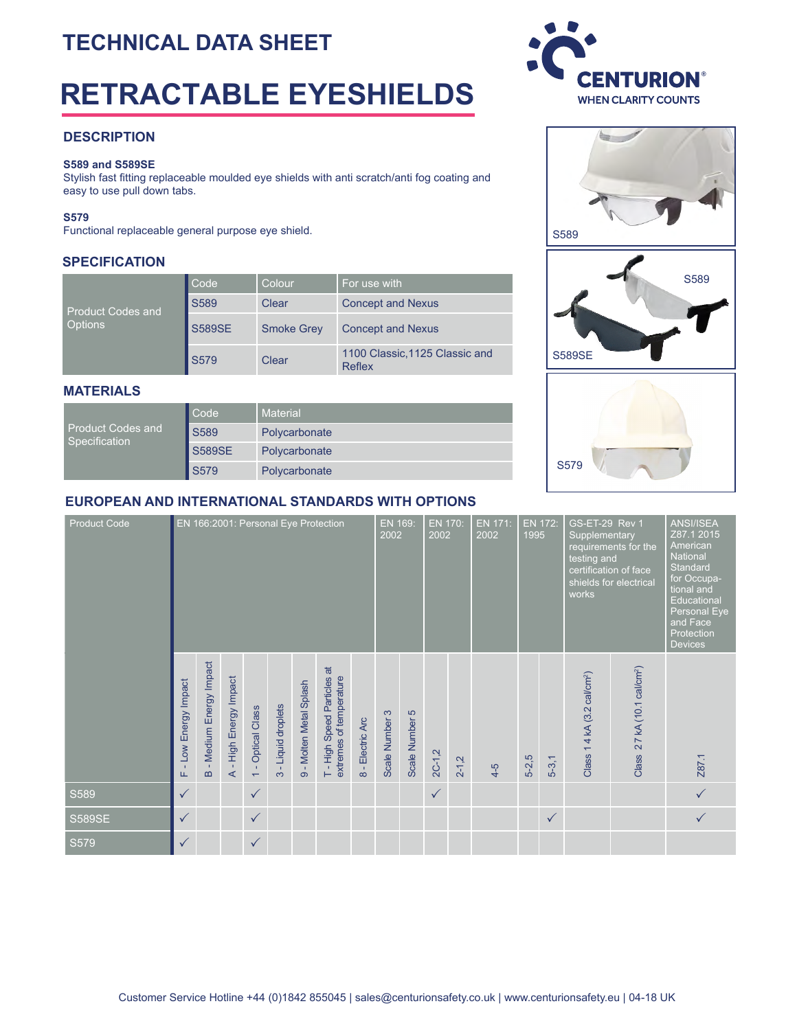# TECHNICAL DATA SHEET

# RETRACTABLE EYESHIELDS

## DESCRIPTION

**S589 and S589SE**
Stylish fast fitting replaceable moulded eye shields with anti scratch/anti fog coating and easy to use pull down tabs.

**S579**
Functional replaceable general purpose eye shield.

## SPECIFICATION

| Product Codes and Options | Code | Colour | For use with |
|---|---|---|---|
| | S589 | Clear | Concept and Nexus |
| | S589SE | Smoke Grey | Concept and Nexus |
| | S579 | Clear | 1100 Classic,1125 Classic and Reflex |

## MATERIALS

| Product Codes and Specification | Code | Material |
|---|---|---|
| | S589 | Polycarbonate |
| | S589SE | Polycarbonate |
| | S579 | Polycarbonate |

S589

S589

S589SE

S579

## EUROPEAN AND INTERNATIONAL STANDARDS WITH OPTIONS

| Product Code | EN 166:2001: Personal Eye Protection | | | | | | | | EN 169: 2002 | | EN 170: 2002 | | EN 171: 2002 | EN 172: 1995 | | GS-ET-29 Rev 1 Supplementary requirements for the testing and certification of face shields for electrical works | | ANSI/ISEA Z87.1 2015 American National Standard for Occupational and Educational Personal Eye and Face Protection Devices |
|---|---|---|---|---|---|---|---|---|---|---|---|---|---|---|---|---|---|---|
| | F - Low Energy Impact | B - Medium Energy Impact | A - High Energy Impact | 1 - Optical Class | 3 - Liquid droplets | 9 - Molten Metal Splash | T - High Speed Particles at extremes of temperature | 8 - Electric Arc | Scale Number 3 | Scale Number 5 | 2C-1,2 | 2-1,2 | 4-5 | 5-2,5 | 5-3,1 | Class 1 4 kA (3.2 cal/cm²) | Class 2 7 kA (10.1 cal/cm²) | Z87.1 |
| S589 | ✓ | | | ✓ | | | | | | | ✓ | | | | | | | ✓ |
| S589SE | ✓ | | | ✓ | | | | | | | | | | | ✓ | | | ✓ |
| S579 | ✓ | | | ✓ | | | | | | | | | | | | | | |

Customer Service Hotline +44 (0)1842 855045 | sales@centurionsafety.co.uk | www.centurionsafety.eu | 04-18 UK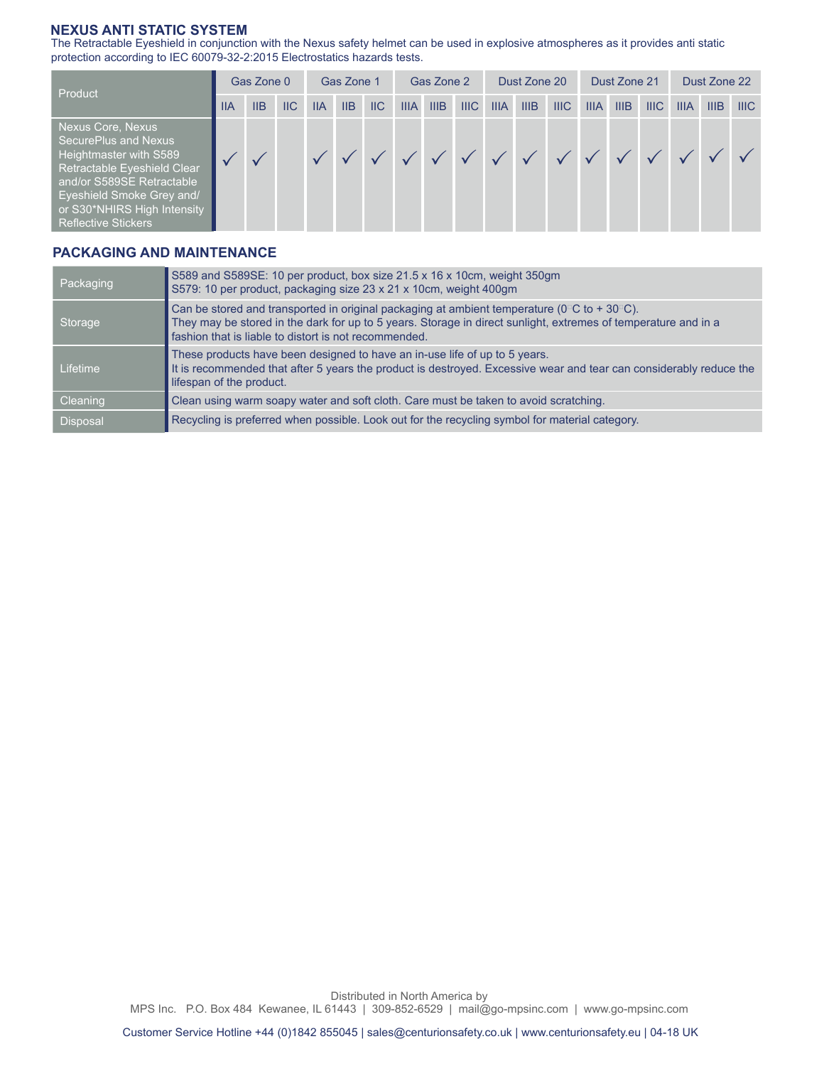## NEXUS ANTI STATIC SYSTEM

The Retractable Eyeshield in conjunction with the Nexus safety helmet can be used in explosive atmospheres as it provides anti static protection according to IEC 60079-32-2:2015 Electrostatics hazards tests.

| Product | Gas Zone 0 | | | Gas Zone 1 | | | Gas Zone 2 | | | Dust Zone 20 | | | Dust Zone 21 | | | Dust Zone 22 | | |
|---|---|---|---|---|---|---|---|---|---|---|---|---|---|---|---|---|---|---|
| | IIA | IIB | IIC | IIA | IIB | IIC | IIIA | IIIB | IIIC | IIIA | IIIB | IIIC | IIIA | IIIB | IIIC | IIIA | IIIB | IIIC |
| Nexus Core, Nexus SecurePlus and Nexus Heightmaster with S589 Retractable Eyeshield Clear and/or S589SE Retractable Eyeshield Smoke Grey and/ or S30*NHIRS High Intensity Reflective Stickers | ✓ | ✓ | | ✓ | ✓ | ✓ | ✓ | ✓ | ✓ | ✓ | ✓ | ✓ | ✓ | ✓ | ✓ | ✓ | ✓ | ✓ |

## PACKAGING AND MAINTENANCE

| | |
|---|---|
| Packaging | S589 and S589SE: 10 per product, box size 21.5 x 16 x 10cm, weight 350gm<br>S579: 10 per product, packaging size 23 x 21 x 10cm, weight 400gm |
| Storage | Can be stored and transported in original packaging at ambient temperature (0°C to + 30°C).<br>They may be stored in the dark for up to 5 years. Storage in direct sunlight, extremes of temperature and in a fashion that is liable to distort is not recommended. |
| Lifetime | These products have been designed to have an in-use life of up to 5 years.<br>It is recommended that after 5 years the product is destroyed. Excessive wear and tear can considerably reduce the lifespan of the product. |
| Cleaning | Clean using warm soapy water and soft cloth. Care must be taken to avoid scratching. |
| Disposal | Recycling is preferred when possible. Look out for the recycling symbol for material category. |

Distributed in North America by
MPS Inc. P.O. Box 484 Kewanee, IL 61443 | 309-852-6529 | mail@go-mpsinc.com | www.go-mpsinc.com

Customer Service Hotline +44 (0)1842 855045 | sales@centurionsafety.co.uk | www.centurionsafety.eu | 04-18 UK